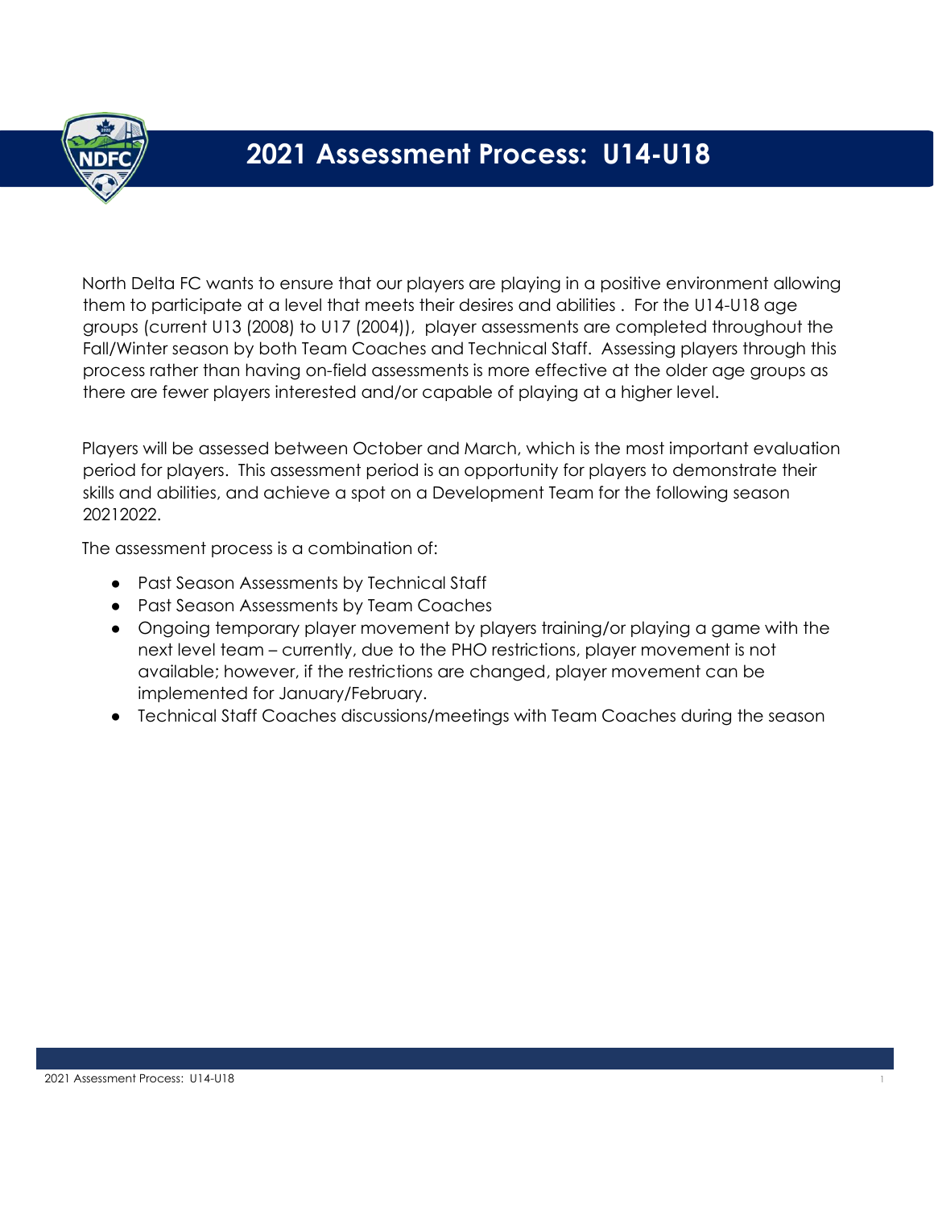# 2021 Assessment Process: U14-U18

North Delta FC wants to ensure that our players are playing in a positive environment allowing them to participate at a level that meets their desires and abilities . For the U14-U18 age groups (current U13 (2008) to U17 (2004)), player assessments are completed throughout the Fall/Winter season by both Team Coaches and Technical Staff. Assessing players through this process rather than having on-field assessments is more effective at the older age groups as there are fewer players interested and/or capable of playing at a higher level.

Players will be assessed between October and March, which is the most important evaluation period for players. This assessment period is an opportunity for players to demonstrate their skills and abilities, and achieve a spot on a Development Team for the following season 20212022.

The assessment process is a combination of:

- Past Season Assessments by Technical Staff
- Past Season Assessments by Team Coaches
- Ongoing temporary player movement by players training/or playing a game with the next level team – currently, due to the PHO restrictions, player movement is not available; however, if the restrictions are changed, player movement can be implemented for January/February.
- Technical Staff Coaches discussions/meetings with Team Coaches during the season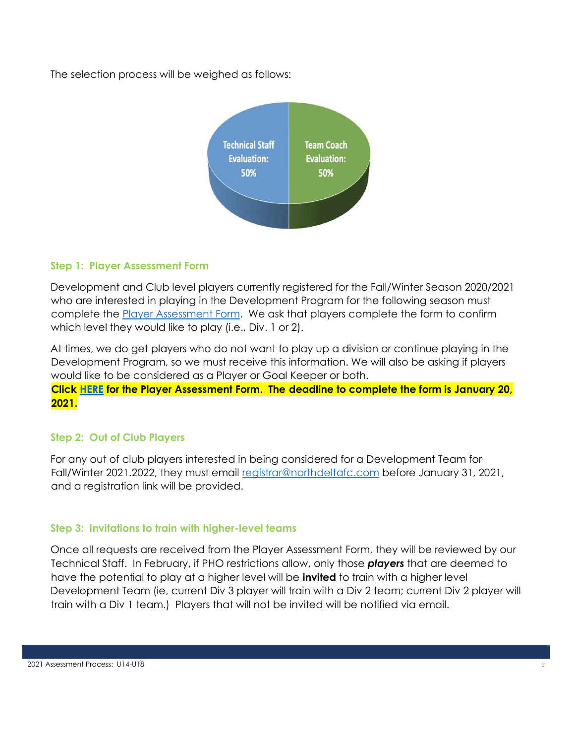The selection process will be weighed as follows:

Technical Staff Evaluation: 50%

Team Coach Evaluation: 50%

### Step 1: Player Assessment Form

Development and Club level players currently registered for the Fall/Winter Season 2020/2021 who are interested in playing in the Development Program for the following season must complete the Player Assessment Form. We ask that players complete the form to confirm which level they would like to play (i.e., Div. 1 or 2).

At times, we do get players who do not want to play up a division or continue playing in the Development Program, so we must receive this information. We will also be asking if players would like to be considered as a Player or Goal Keeper or both.

**Click HERE for the Player Assessment Form. The deadline to complete the form is January 20, 2021.**

### Step 2: Out of Club Players

For any out of club players interested in being considered for a Development Team for Fall/Winter 2021.2022, they must email registrar@northdeltafc.com before January 31, 2021, and a registration link will be provided.

### Step 3: Invitations to train with higher-level teams

Once all requests are received from the Player Assessment Form, they will be reviewed by our Technical Staff. In February, if PHO restrictions allow, only those ***players*** that are deemed to have the potential to play at a higher level will be **invited** to train with a higher level Development Team (ie, current Div 3 player will train with a Div 2 team; current Div 2 player will train with a Div 1 team.) Players that will not be invited will be notified via email.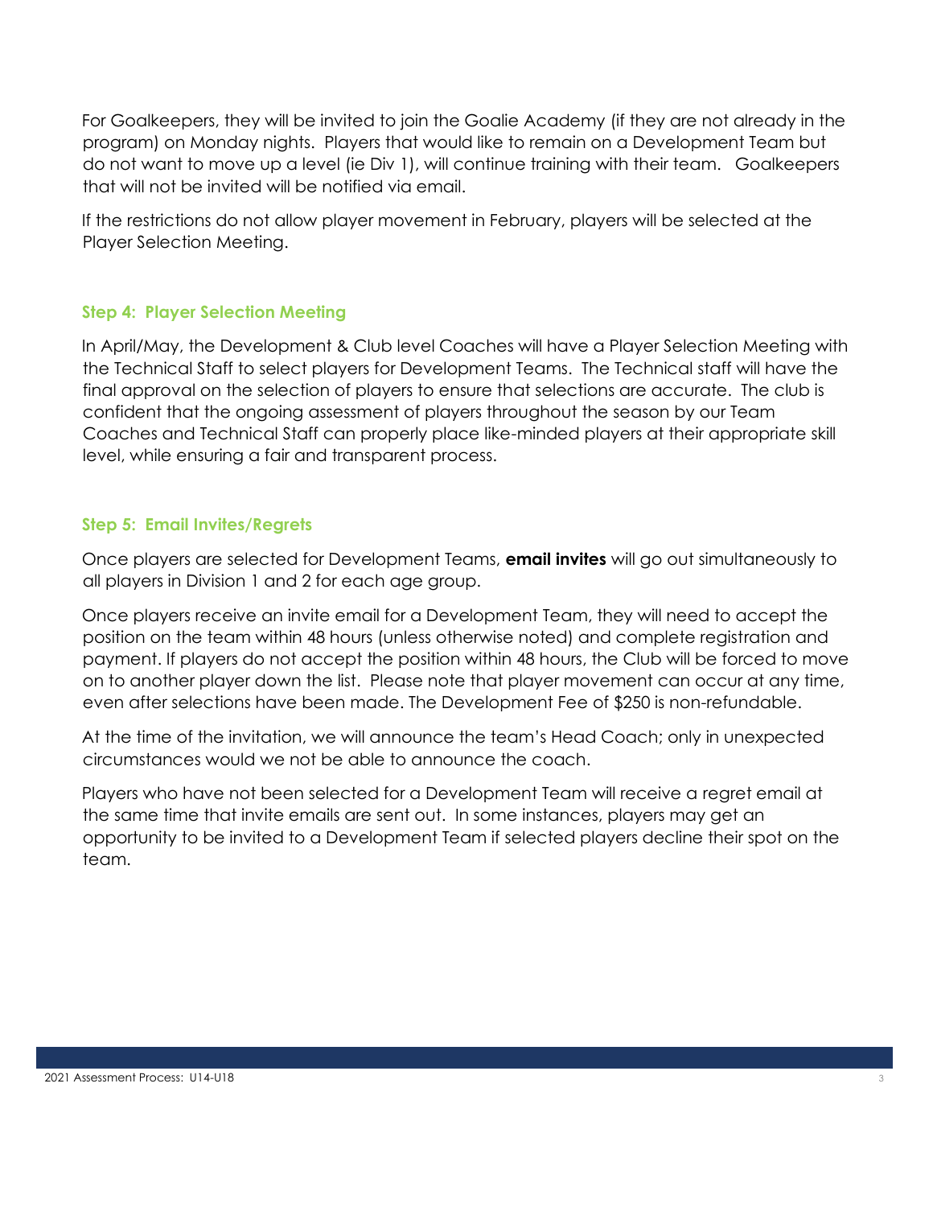For Goalkeepers, they will be invited to join the Goalie Academy (if they are not already in the program) on Monday nights. Players that would like to remain on a Development Team but do not want to move up a level (ie Div 1), will continue training with their team. Goalkeepers that will not be invited will be notified via email.

If the restrictions do not allow player movement in February, players will be selected at the Player Selection Meeting.

### Step 4: Player Selection Meeting

In April/May, the Development & Club level Coaches will have a Player Selection Meeting with the Technical Staff to select players for Development Teams. The Technical staff will have the final approval on the selection of players to ensure that selections are accurate. The club is confident that the ongoing assessment of players throughout the season by our Team Coaches and Technical Staff can properly place like-minded players at their appropriate skill level, while ensuring a fair and transparent process.

### Step 5: Email Invites/Regrets

Once players are selected for Development Teams, **email invites** will go out simultaneously to all players in Division 1 and 2 for each age group.

Once players receive an invite email for a Development Team, they will need to accept the position on the team within 48 hours (unless otherwise noted) and complete registration and payment. If players do not accept the position within 48 hours, the Club will be forced to move on to another player down the list. Please note that player movement can occur at any time, even after selections have been made. The Development Fee of $250 is non-refundable.

At the time of the invitation, we will announce the team's Head Coach; only in unexpected circumstances would we not be able to announce the coach.

Players who have not been selected for a Development Team will receive a regret email at the same time that invite emails are sent out. In some instances, players may get an opportunity to be invited to a Development Team if selected players decline their spot on the team.